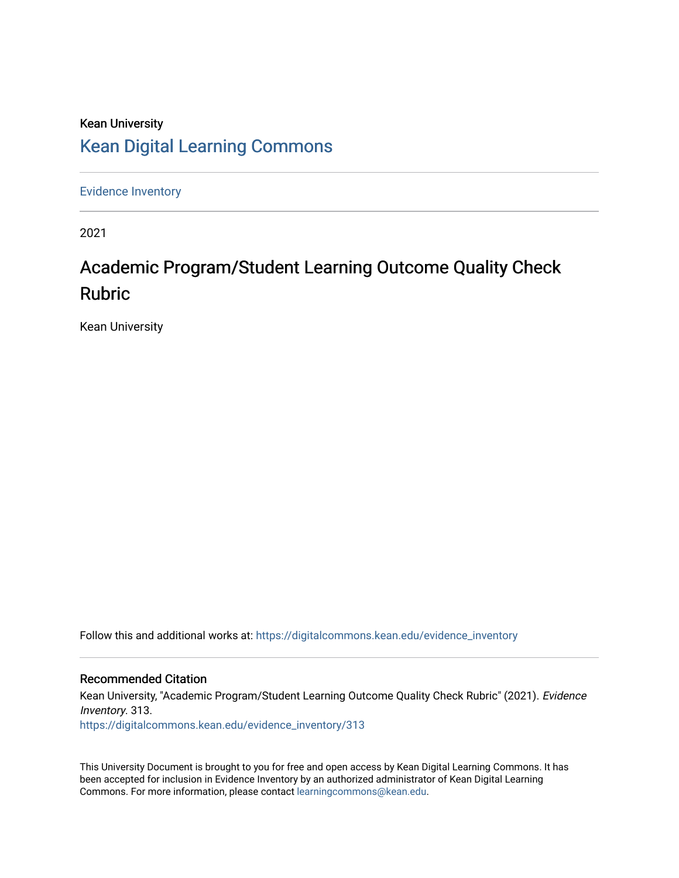Kean University

Kean Digital Learning Commons

Evidence Inventory

2021

# Academic Program/Student Learning Outcome Quality Check Rubric

Kean University

Follow this and additional works at: https://digitalcommons.kean.edu/evidence_inventory

## Recommended Citation

Kean University, "Academic Program/Student Learning Outcome Quality Check Rubric" (2021). *Evidence Inventory*. 313.
https://digitalcommons.kean.edu/evidence_inventory/313

This University Document is brought to you for free and open access by Kean Digital Learning Commons. It has been accepted for inclusion in Evidence Inventory by an authorized administrator of Kean Digital Learning Commons. For more information, please contact learningcommons@kean.edu.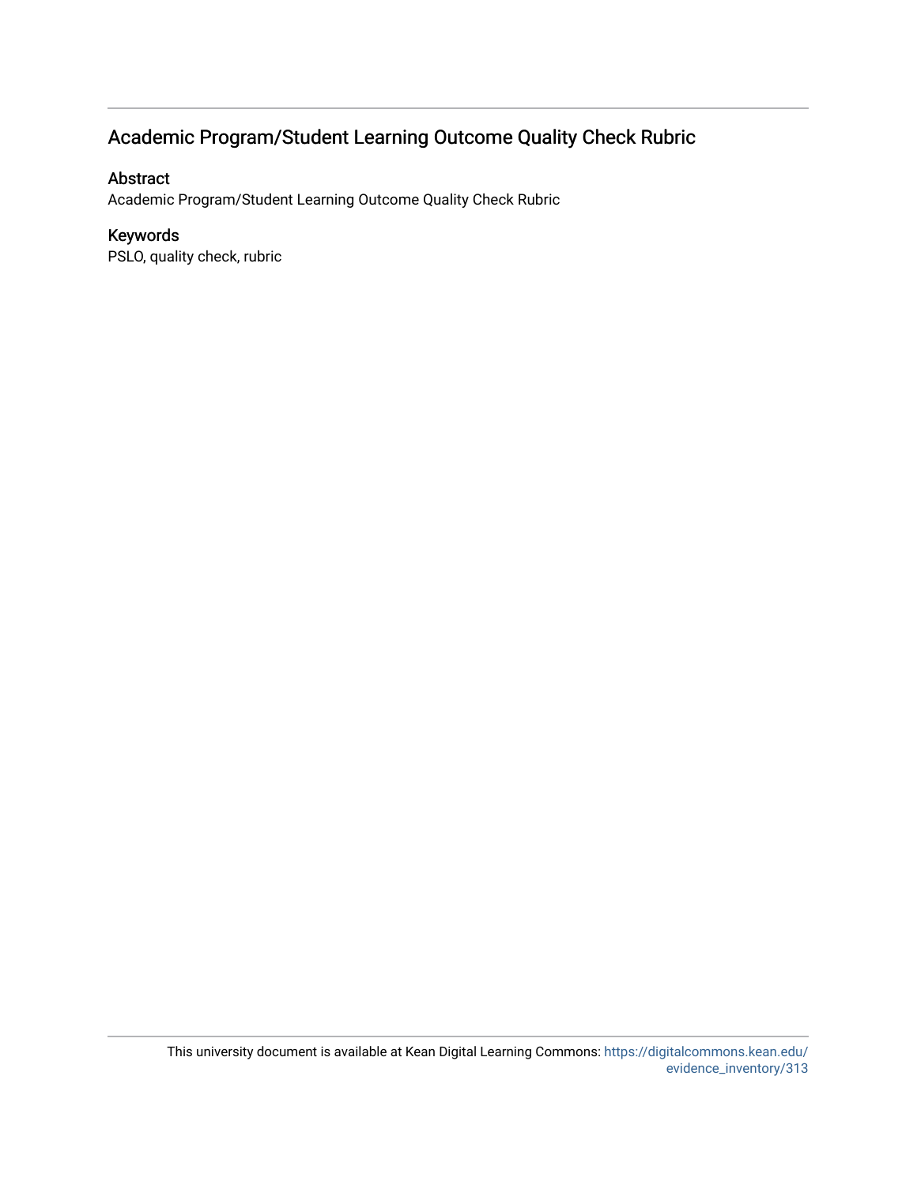# Academic Program/Student Learning Outcome Quality Check Rubric

## Abstract

Academic Program/Student Learning Outcome Quality Check Rubric

## Keywords

PSLO, quality check, rubric

This university document is available at Kean Digital Learning Commons: https://digitalcommons.kean.edu/evidence_inventory/313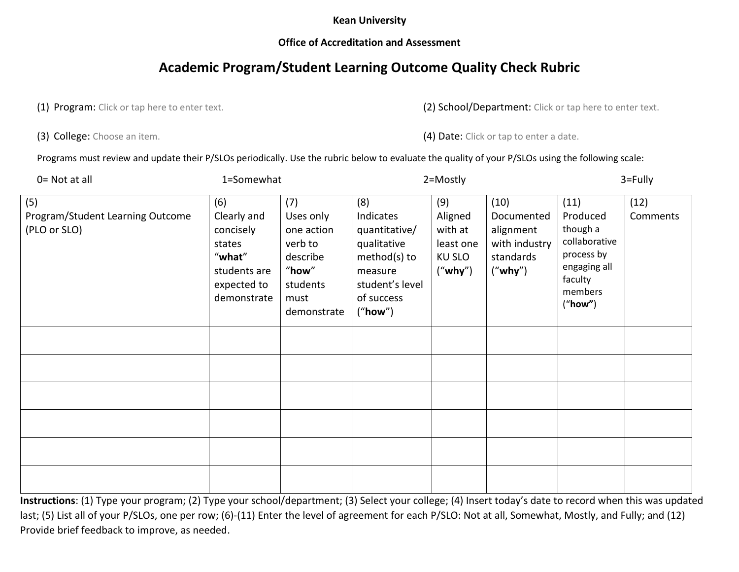**Kean University**

**Office of Accreditation and Assessment**

# Academic Program/Student Learning Outcome Quality Check Rubric

(1) Program: Click or tap here to enter text.

(2) School/Department: Click or tap here to enter text.

(3) College: Choose an item.

(4) Date: Click or tap to enter a date.

Programs must review and update their P/SLOs periodically. Use the rubric below to evaluate the quality of your P/SLOs using the following scale:

0= Not at all 1=Somewhat 2=Mostly 3=Fully

| (5) Program/Student Learning Outcome (PLO or SLO) | (6) Clearly and concisely states "**what**" students are expected to demonstrate | (7) Uses only one action verb to describe "**how**" students must demonstrate | (8) Indicates quantitative/ qualitative method(s) to measure student's level of success ("**how**") | (9) Aligned with at least one KU SLO ("**why**") | (10) Documented alignment with industry standards ("**why**") | (11) Produced though a collaborative process by engaging all faculty members ("**how**") | (12) Comments |
|---|---|---|---|---|---|---|---|
| | | | | | | | |
| | | | | | | | |
| | | | | | | | |
| | | | | | | | |
| | | | | | | | |
| | | | | | | | |

**Instructions**: (1) Type your program; (2) Type your school/department; (3) Select your college; (4) Insert today's date to record when this was updated last; (5) List all of your P/SLOs, one per row; (6)-(11) Enter the level of agreement for each P/SLO: Not at all, Somewhat, Mostly, and Fully; and (12) Provide brief feedback to improve, as needed.